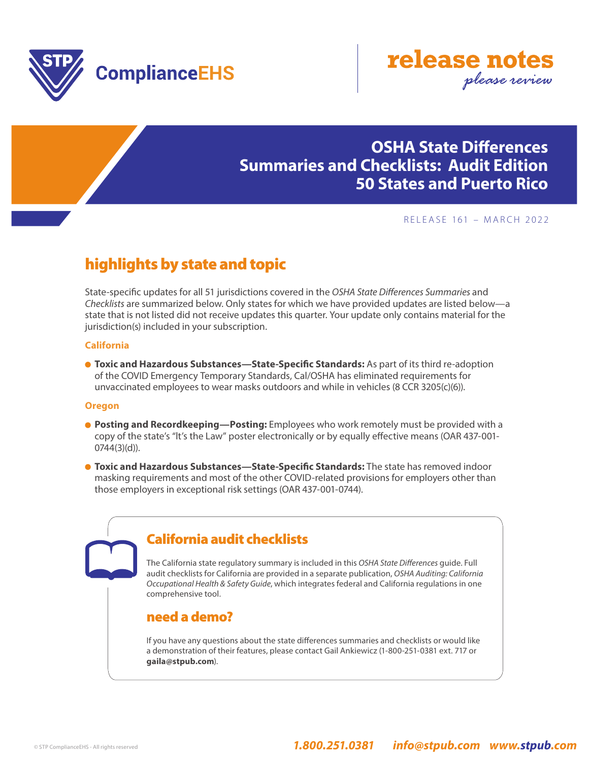ComplianceEHS

# release notes

*please review*

## OSHA State Differences Summaries and Checklists: Audit Edition 50 States and Puerto Rico

RELEASE 161 – MARCH 2022

## highlights by state and topic

State-specific updates for all 51 jurisdictions covered in the *OSHA State Differences Summaries* and *Checklists* are summarized below. Only states for which we have provided updates are listed below—a state that is not listed did not receive updates this quarter. Your update only contains material for the jurisdiction(s) included in your subscription.

### California

- **Toxic and Hazardous Substances—State-Specific Standards:** As part of its third re-adoption of the COVID Emergency Temporary Standards, Cal/OSHA has eliminated requirements for unvaccinated employees to wear masks outdoors and while in vehicles (8 CCR 3205(c)(6)).

### Oregon

- **Posting and Recordkeeping—Posting:** Employees who work remotely must be provided with a copy of the state's "It's the Law" poster electronically or by equally effective means (OAR 437-001-0744(3)(d)).
- **Toxic and Hazardous Substances—State-Specific Standards:** The state has removed indoor masking requirements and most of the other COVID-related provisions for employers other than those employers in exceptional risk settings (OAR 437-001-0744).

## California audit checklists

The California state regulatory summary is included in this *OSHA State Differences* guide. Full audit checklists for California are provided in a separate publication, *OSHA Auditing: California Occupational Health & Safety Guide*, which integrates federal and California regulations in one comprehensive tool.

## need a demo?

If you have any questions about the state differences summaries and checklists or would like a demonstration of their features, please contact Gail Ankiewicz (1-800-251-0381 ext. 717 or **gaila@stpub.com**).

© STP ComplianceEHS - All rights reserved

1.800.251.0381 info@stpub.com www.stpub.com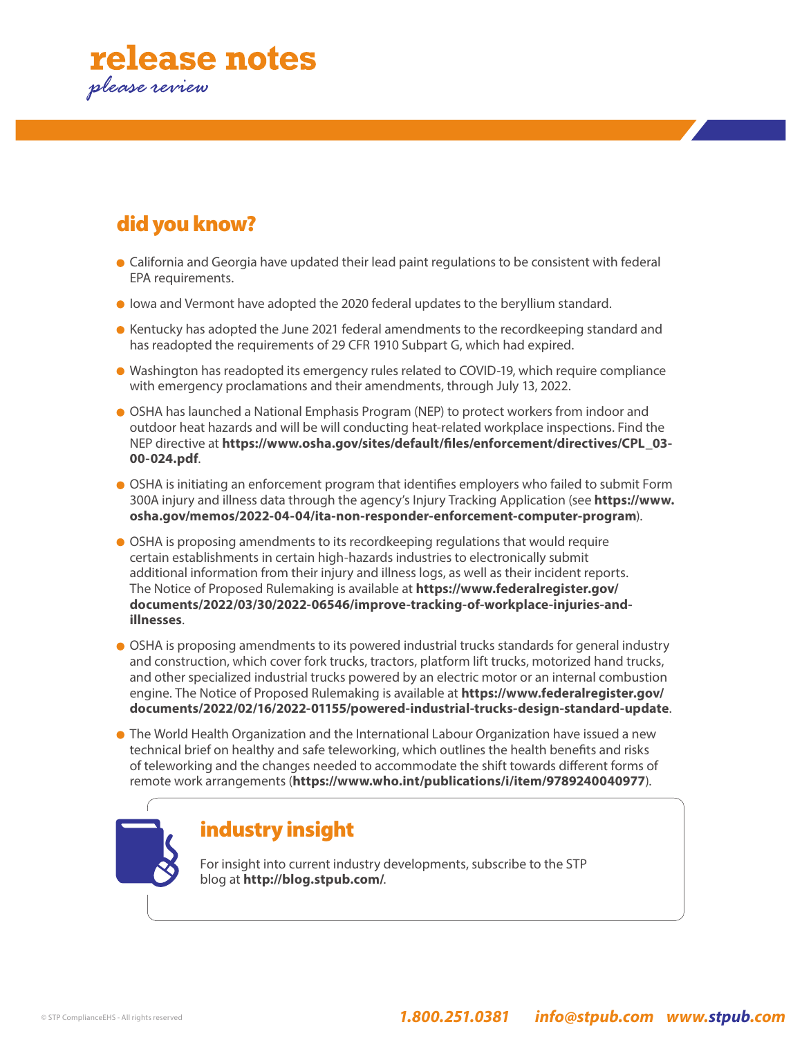# release notes

*please review*

## did you know?

- California and Georgia have updated their lead paint regulations to be consistent with federal EPA requirements.
- Iowa and Vermont have adopted the 2020 federal updates to the beryllium standard.
- Kentucky has adopted the June 2021 federal amendments to the recordkeeping standard and has readopted the requirements of 29 CFR 1910 Subpart G, which had expired.
- Washington has readopted its emergency rules related to COVID-19, which require compliance with emergency proclamations and their amendments, through July 13, 2022.
- OSHA has launched a National Emphasis Program (NEP) to protect workers from indoor and outdoor heat hazards and will be will conducting heat-related workplace inspections. Find the NEP directive at **https://www.osha.gov/sites/default/files/enforcement/directives/CPL_03-00-024.pdf**.
- OSHA is initiating an enforcement program that identifies employers who failed to submit Form 300A injury and illness data through the agency's Injury Tracking Application (see **https://www.osha.gov/memos/2022-04-04/ita-non-responder-enforcement-computer-program**).
- OSHA is proposing amendments to its recordkeeping regulations that would require certain establishments in certain high-hazards industries to electronically submit additional information from their injury and illness logs, as well as their incident reports. The Notice of Proposed Rulemaking is available at **https://www.federalregister.gov/documents/2022/03/30/2022-06546/improve-tracking-of-workplace-injuries-and-illnesses**.
- OSHA is proposing amendments to its powered industrial trucks standards for general industry and construction, which cover fork trucks, tractors, platform lift trucks, motorized hand trucks, and other specialized industrial trucks powered by an electric motor or an internal combustion engine. The Notice of Proposed Rulemaking is available at **https://www.federalregister.gov/documents/2022/02/16/2022-01155/powered-industrial-trucks-design-standard-update**.
- The World Health Organization and the International Labour Organization have issued a new technical brief on healthy and safe teleworking, which outlines the health benefits and risks of teleworking and the changes needed to accommodate the shift towards different forms of remote work arrangements (**https://www.who.int/publications/i/item/9789240040977**).

## industry insight

For insight into current industry developments, subscribe to the STP blog at **http://blog.stpub.com/**.

© STP ComplianceEHS - All rights reserved

*1.800.251.0381* *info@stpub.com* *www.stpub.com*